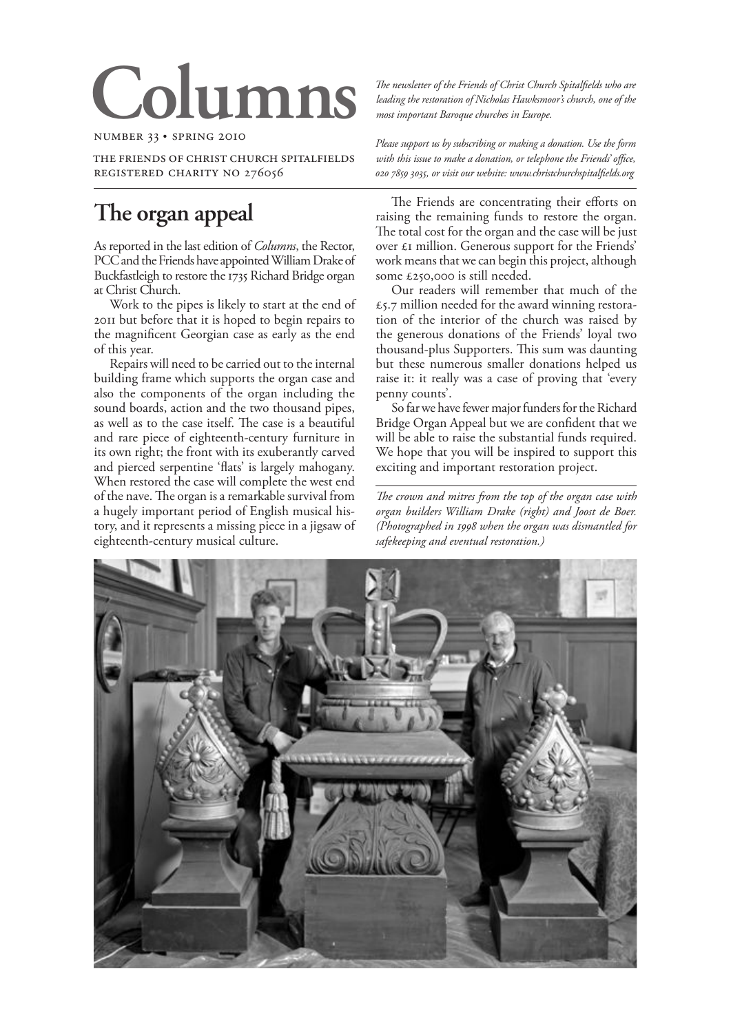# Columns

NUMBER 33 • SPRING 2010

THE FRIENDS OF CHRIST CHURCH SPITALFIELDS
REGISTERED CHARITY NO 276056

*The newsletter of the Friends of Christ Church Spitalfields who are leading the restoration of Nicholas Hawksmoor's church, one of the most important Baroque churches in Europe.*

*Please support us by subscribing or making a donation. Use the form with this issue to make a donation, or telephone the Friends' office, 020 7859 3035, or visit our website: www.christchurchspitalfields.org*

## The organ appeal

As reported in the last edition of *Columns*, the Rector, PCC and the Friends have appointed William Drake of Buckfastleigh to restore the 1735 Richard Bridge organ at Christ Church.

Work to the pipes is likely to start at the end of 2011 but before that it is hoped to begin repairs to the magnificent Georgian case as early as the end of this year.

Repairs will need to be carried out to the internal building frame which supports the organ case and also the components of the organ including the sound boards, action and the two thousand pipes, as well as to the case itself. The case is a beautiful and rare piece of eighteenth-century furniture in its own right; the front with its exuberantly carved and pierced serpentine 'flats' is largely mahogany. When restored the case will complete the west end of the nave. The organ is a remarkable survival from a hugely important period of English musical history, and it represents a missing piece in a jigsaw of eighteenth-century musical culture.

The Friends are concentrating their efforts on raising the remaining funds to restore the organ. The total cost for the organ and the case will be just over £1 million. Generous support for the Friends' work means that we can begin this project, although some £250,000 is still needed.

Our readers will remember that much of the £5.7 million needed for the award winning restoration of the interior of the church was raised by the generous donations of the Friends' loyal two thousand-plus Supporters. This sum was daunting but these numerous smaller donations helped us raise it: it really was a case of proving that 'every penny counts'.

So far we have fewer major funders for the Richard Bridge Organ Appeal but we are confident that we will be able to raise the substantial funds required. We hope that you will be inspired to support this exciting and important restoration project.

*The crown and mitres from the top of the organ case with organ builders William Drake (right) and Joost de Boer. (Photographed in 1998 when the organ was dismantled for safekeeping and eventual restoration.)*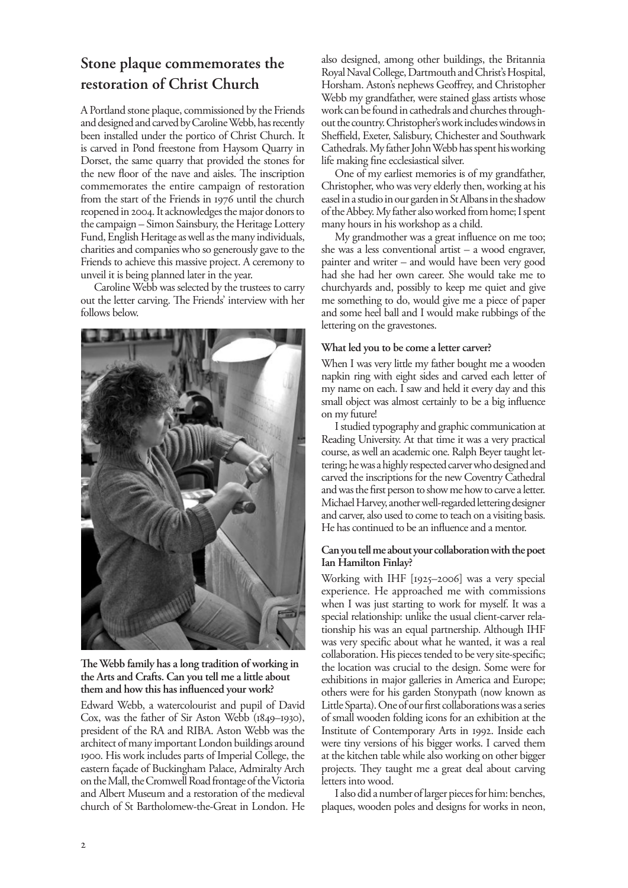## Stone plaque commemorates the restoration of Christ Church

A Portland stone plaque, commissioned by the Friends and designed and carved by Caroline Webb, has recently been installed under the portico of Christ Church. It is carved in Pond freestone from Haysom Quarry in Dorset, the same quarry that provided the stones for the new floor of the nave and aisles. The inscription commemorates the entire campaign of restoration from the start of the Friends in 1976 until the church reopened in 2004. It acknowledges the major donors to the campaign – Simon Sainsbury, the Heritage Lottery Fund, English Heritage as well as the many individuals, charities and companies who so generously gave to the Friends to achieve this massive project. A ceremony to unveil it is being planned later in the year.

Caroline Webb was selected by the trustees to carry out the letter carving. The Friends' interview with her follows below.

**The Webb family has a long tradition of working in the Arts and Crafts. Can you tell me a little about them and how this has influenced your work?**

Edward Webb, a watercolourist and pupil of David Cox, was the father of Sir Aston Webb (1849–1930), president of the RA and RIBA. Aston Webb was the architect of many important London buildings around 1900. His work includes parts of Imperial College, the eastern façade of Buckingham Palace, Admiralty Arch on the Mall, the Cromwell Road frontage of the Victoria and Albert Museum and a restoration of the medieval church of St Bartholomew-the-Great in London. He also designed, among other buildings, the Britannia Royal Naval College, Dartmouth and Christ's Hospital, Horsham. Aston's nephews Geoffrey, and Christopher Webb my grandfather, were stained glass artists whose work can be found in cathedrals and churches throughout the country. Christopher's work includes windows in Sheffield, Exeter, Salisbury, Chichester and Southwark Cathedrals. My father John Webb has spent his working life making fine ecclesiastical silver.

One of my earliest memories is of my grandfather, Christopher, who was very elderly then, working at his easel in a studio in our garden in St Albans in the shadow of the Abbey. My father also worked from home; I spent many hours in his workshop as a child.

My grandmother was a great influence on me too; she was a less conventional artist – a wood engraver, painter and writer – and would have been very good had she had her own career. She would take me to churchyards and, possibly to keep me quiet and give me something to do, would give me a piece of paper and some heel ball and I would make rubbings of the lettering on the gravestones.

**What led you to be come a letter carver?**

When I was very little my father bought me a wooden napkin ring with eight sides and carved each letter of my name on each. I saw and held it every day and this small object was almost certainly to be a big influence on my future!

I studied typography and graphic communication at Reading University. At that time it was a very practical course, as well an academic one. Ralph Beyer taught lettering; he was a highly respected carver who designed and carved the inscriptions for the new Coventry Cathedral and was the first person to show me how to carve a letter. Michael Harvey, another well-regarded lettering designer and carver, also used to come to teach on a visiting basis. He has continued to be an influence and a mentor.

**Can you tell me about your collaboration with the poet Ian Hamilton Finlay?**

Working with IHF [1925–2006] was a very special experience. He approached me with commissions when I was just starting to work for myself. It was a special relationship: unlike the usual client-carver relationship his was an equal partnership. Although IHF was very specific about what he wanted, it was a real collaboration. His pieces tended to be very site-specific; the location was crucial to the design. Some were for exhibitions in major galleries in America and Europe; others were for his garden Stonypath (now known as Little Sparta). One of our first collaborations was a series of small wooden folding icons for an exhibition at the Institute of Contemporary Arts in 1992. Inside each were tiny versions of his bigger works. I carved them at the kitchen table while also working on other bigger projects. They taught me a great deal about carving letters into wood.

I also did a number of larger pieces for him: benches, plaques, wooden poles and designs for works in neon,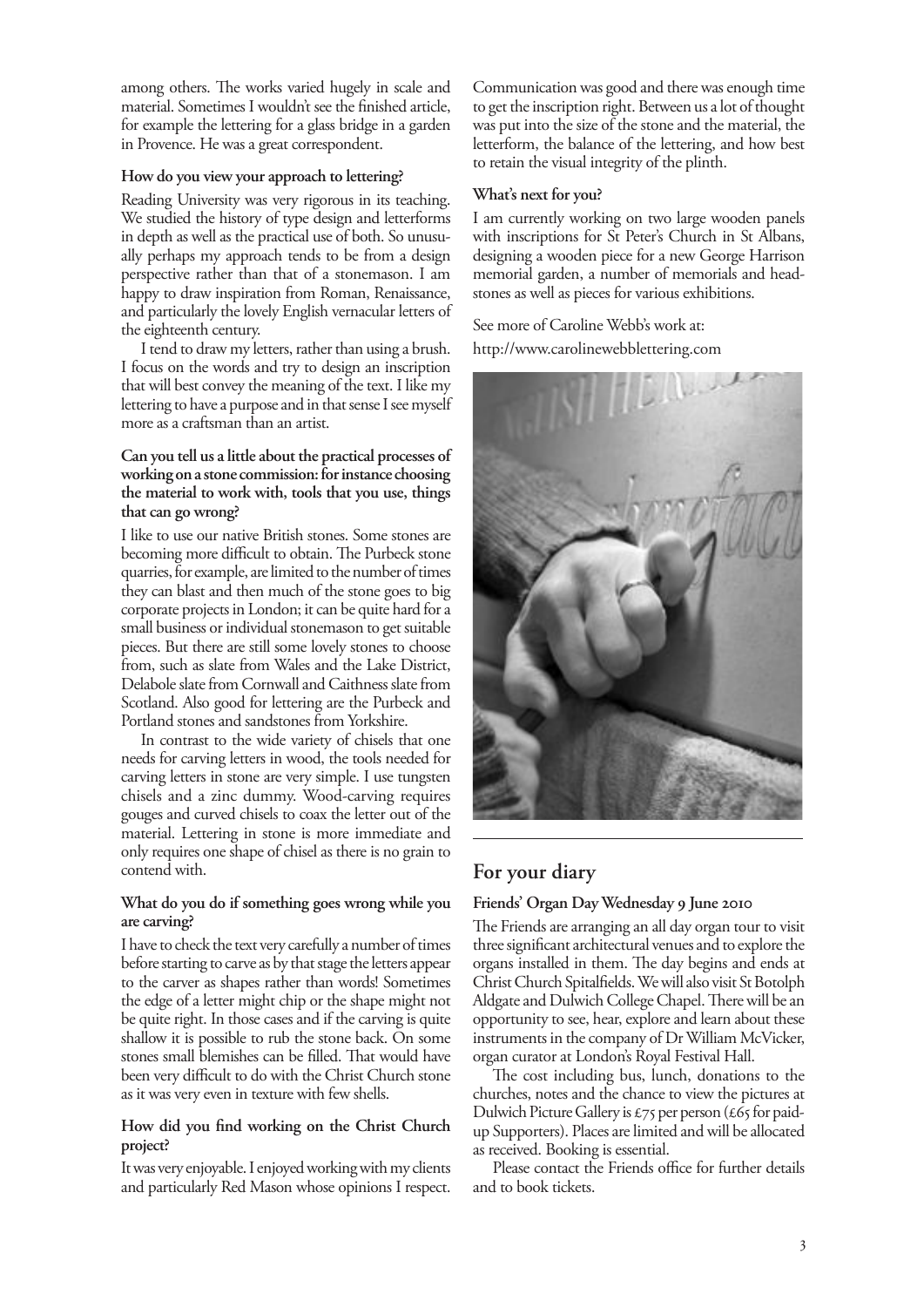among others. The works varied hugely in scale and material. Sometimes I wouldn't see the finished article, for example the lettering for a glass bridge in a garden in Provence. He was a great correspondent.

**How do you view your approach to lettering?**

Reading University was very rigorous in its teaching. We studied the history of type design and letterforms in depth as well as the practical use of both. So unusually perhaps my approach tends to be from a design perspective rather than that of a stonemason. I am happy to draw inspiration from Roman, Renaissance, and particularly the lovely English vernacular letters of the eighteenth century.

I tend to draw my letters, rather than using a brush. I focus on the words and try to design an inscription that will best convey the meaning of the text. I like my lettering to have a purpose and in that sense I see myself more as a craftsman than an artist.

**Can you tell us a little about the practical processes of working on a stone commission: for instance choosing the material to work with, tools that you use, things that can go wrong?**

I like to use our native British stones. Some stones are becoming more difficult to obtain. The Purbeck stone quarries, for example, are limited to the number of times they can blast and then much of the stone goes to big corporate projects in London; it can be quite hard for a small business or individual stonemason to get suitable pieces. But there are still some lovely stones to choose from, such as slate from Wales and the Lake District, Delabole slate from Cornwall and Caithness slate from Scotland. Also good for lettering are the Purbeck and Portland stones and sandstones from Yorkshire.

In contrast to the wide variety of chisels that one needs for carving letters in wood, the tools needed for carving letters in stone are very simple. I use tungsten chisels and a zinc dummy. Wood-carving requires gouges and curved chisels to coax the letter out of the material. Lettering in stone is more immediate and only requires one shape of chisel as there is no grain to contend with.

**What do you do if something goes wrong while you are carving?**

I have to check the text very carefully a number of times before starting to carve as by that stage the letters appear to the carver as shapes rather than words! Sometimes the edge of a letter might chip or the shape might not be quite right. In those cases and if the carving is quite shallow it is possible to rub the stone back. On some stones small blemishes can be filled. That would have been very difficult to do with the Christ Church stone as it was very even in texture with few shells.

**How did you find working on the Christ Church project?**

It was very enjoyable. I enjoyed working with my clients and particularly Red Mason whose opinions I respect. Communication was good and there was enough time to get the inscription right. Between us a lot of thought was put into the size of the stone and the material, the letterform, the balance of the lettering, and how best to retain the visual integrity of the plinth.

**What's next for you?**

I am currently working on two large wooden panels with inscriptions for St Peter's Church in St Albans, designing a wooden piece for a new George Harrison memorial garden, a number of memorials and headstones as well as pieces for various exhibitions.

See more of Caroline Webb's work at:

http://www.carolinewebblettering.com

## For your diary

**Friends' Organ Day Wednesday 9 June 2010**

The Friends are arranging an all day organ tour to visit three significant architectural venues and to explore the organs installed in them. The day begins and ends at Christ Church Spitalfields. We will also visit St Botolph Aldgate and Dulwich College Chapel. There will be an opportunity to see, hear, explore and learn about these instruments in the company of Dr William McVicker, organ curator at London's Royal Festival Hall.

The cost including bus, lunch, donations to the churches, notes and the chance to view the pictures at Dulwich Picture Gallery is £75 per person (£65 for paid-up Supporters). Places are limited and will be allocated as received. Booking is essential.

Please contact the Friends office for further details and to book tickets.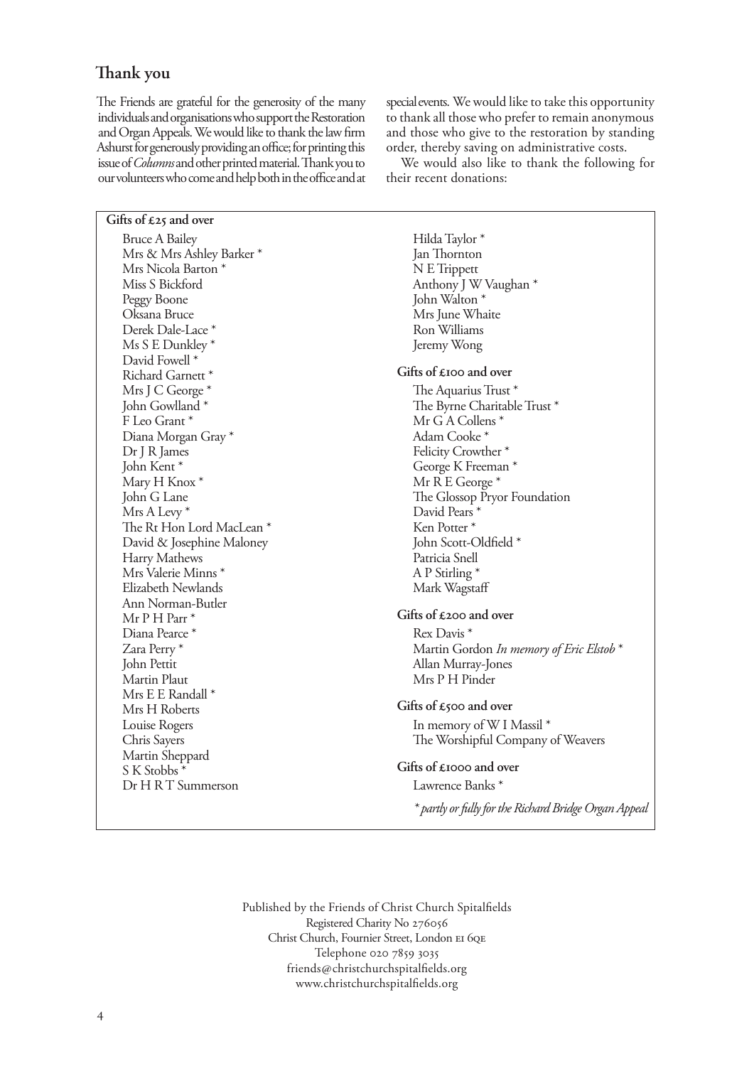## Thank you

The Friends are grateful for the generosity of the many individuals and organisations who support the Restoration and Organ Appeals. We would like to thank the law firm Ashurst for generously providing an office; for printing this issue of *Columns* and other printed material. Thank you to our volunteers who come and help both in the office and at special events. We would like to take this opportunity to thank all those who prefer to remain anonymous and those who give to the restoration by standing order, thereby saving on administrative costs.

We would also like to thank the following for their recent donations:

**Gifts of £25 and over**

Bruce A Bailey
Mrs & Mrs Ashley Barker *
Mrs Nicola Barton *
Miss S Bickford
Peggy Boone
Oksana Bruce
Derek Dale-Lace *
Ms S E Dunkley *
David Fowell *
Richard Garnett *
Mrs J C George *
John Gowlland *
F Leo Grant *
Diana Morgan Gray *
Dr J R James
John Kent *
Mary H Knox *
John G Lane
Mrs A Levy *
The Rt Hon Lord MacLean *
David & Josephine Maloney
Harry Mathews
Mrs Valerie Minns *
Elizabeth Newlands
Ann Norman-Butler
Mr P H Parr *
Diana Pearce *
Zara Perry *
John Pettit
Martin Plaut
Mrs E E Randall *
Mrs H Roberts
Louise Rogers
Chris Sayers
Martin Sheppard
S K Stobbs *
Dr H R T Summerson
Hilda Taylor *
Jan Thornton
N E Trippett
Anthony J W Vaughan *
John Walton *
Mrs June Whaite
Ron Williams
Jeremy Wong

**Gifts of £100 and over**

The Aquarius Trust *
The Byrne Charitable Trust *
Mr G A Collens *
Adam Cooke *
Felicity Crowther *
George K Freeman *
Mr R E George *
The Glossop Pryor Foundation
David Pears *
Ken Potter *
John Scott-Oldfield *
Patricia Snell
A P Stirling *
Mark Wagstaff

**Gifts of £200 and over**

Rex Davis *
Martin Gordon *In memory of Eric Elstob* *
Allan Murray-Jones
Mrs P H Pinder

**Gifts of £500 and over**

In memory of W I Massil *
The Worshipful Company of Weavers

**Gifts of £1000 and over**

Lawrence Banks *

*\* partly or fully for the Richard Bridge Organ Appeal*

Published by the Friends of Christ Church Spitalfields
Registered Charity No 276056
Christ Church, Fournier Street, London E1 6QE
Telephone 020 7859 3035
friends@christchurchspitalfields.org
www.christchurchspitalfields.org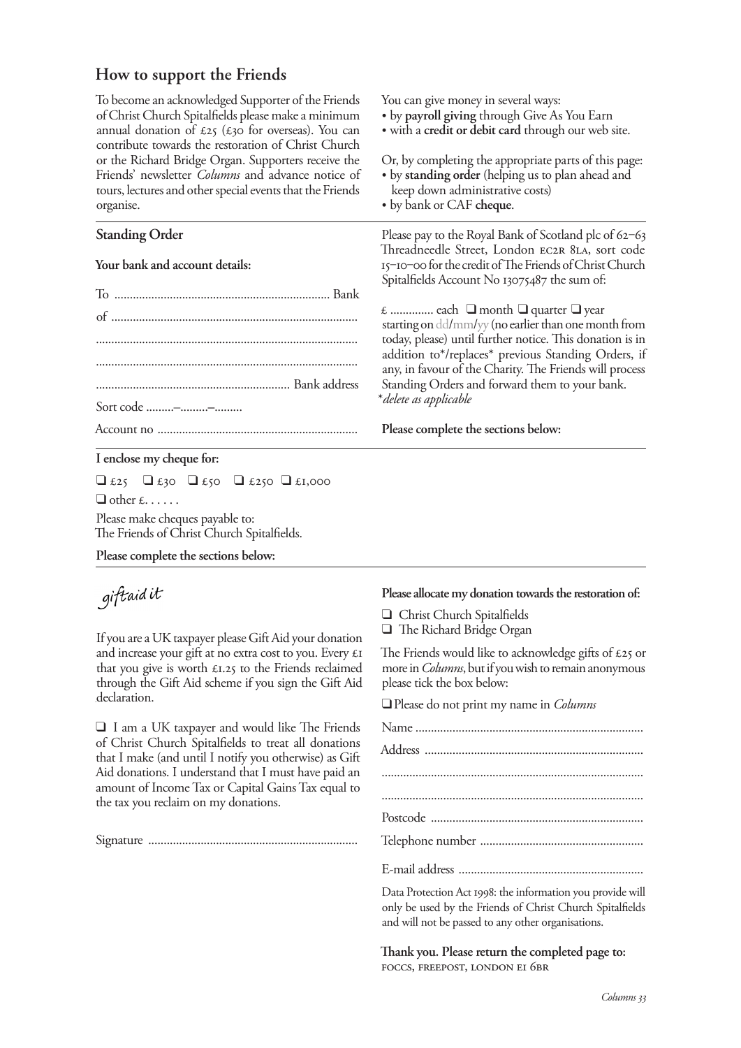## How to support the Friends

To become an acknowledged Supporter of the Friends of Christ Church Spitalfields please make a minimum annual donation of £25 (£30 for overseas). You can contribute towards the restoration of Christ Church or the Richard Bridge Organ. Supporters receive the Friends' newsletter *Columns* and advance notice of tours, lectures and other special events that the Friends organise.

You can give money in several ways:

- by **payroll giving** through Give As You Earn
- with a **credit or debit card** through our web site.

Or, by completing the appropriate parts of this page:

- by **standing order** (helping us to plan ahead and keep down administrative costs)
- by bank or CAF **cheque**.

### Standing Order

**Your bank and account details:**

To .................................................................... Bank

of ..............................................................................

...................................................................................

...................................................................................

.............................................................. Bank address

Sort code .........–.........–.........

Account no ................................................................

Please pay to the Royal Bank of Scotland plc of 62–63 Threadneedle Street, London EC2R 8LA, sort code 15–10–00 for the credit of The Friends of Christ Church Spitalfields Account No 13075487 the sum of:

£ ............. each ❑ month ❑ quarter ❑ year starting on dd/mm/yy (no earlier than one month from today, please) until further notice. This donation is in addition to*/replaces* previous Standing Orders, if any, in favour of the Charity. The Friends will process Standing Orders and forward them to your bank.
**delete as applicable*

**Please complete the sections below:**

**I enclose my cheque for:**

❑ £25 ❑ £30 ❑ £50 ❑ £250 ❑ £1,000

❑ other £. . . . . .

Please make cheques payable to:
The Friends of Christ Church Spitalfields.

**Please complete the sections below:**

*giftaid it*

If you are a UK taxpayer please Gift Aid your donation and increase your gift at no extra cost to you. Every £1 that you give is worth £1.25 to the Friends reclaimed through the Gift Aid scheme if you sign the Gift Aid declaration.

❑ I am a UK taxpayer and would like The Friends of Christ Church Spitalfields to treat all donations that I make (and until I notify you otherwise) as Gift Aid donations. I understand that I must have paid an amount of Income Tax or Capital Gains Tax equal to the tax you reclaim on my donations.

Signature ...................................................................

**Please allocate my donation towards the restoration of:**

❑ Christ Church Spitalfields
❑ The Richard Bridge Organ

The Friends would like to acknowledge gifts of £25 or more in *Columns*, but if you wish to remain anonymous please tick the box below:

❑ Please do not print my name in *Columns*

Name .........................................................................

Address ......................................................................

...................................................................................

...................................................................................

Postcode ....................................................................

Telephone number ....................................................

E-mail address ...........................................................

Data Protection Act 1998: the information you provide will only be used by the Friends of Christ Church Spitalfields and will not be passed to any other organisations.

**Thank you. Please return the completed page to:**
FOCCS, FREEPOST, LONDON E1 6BR